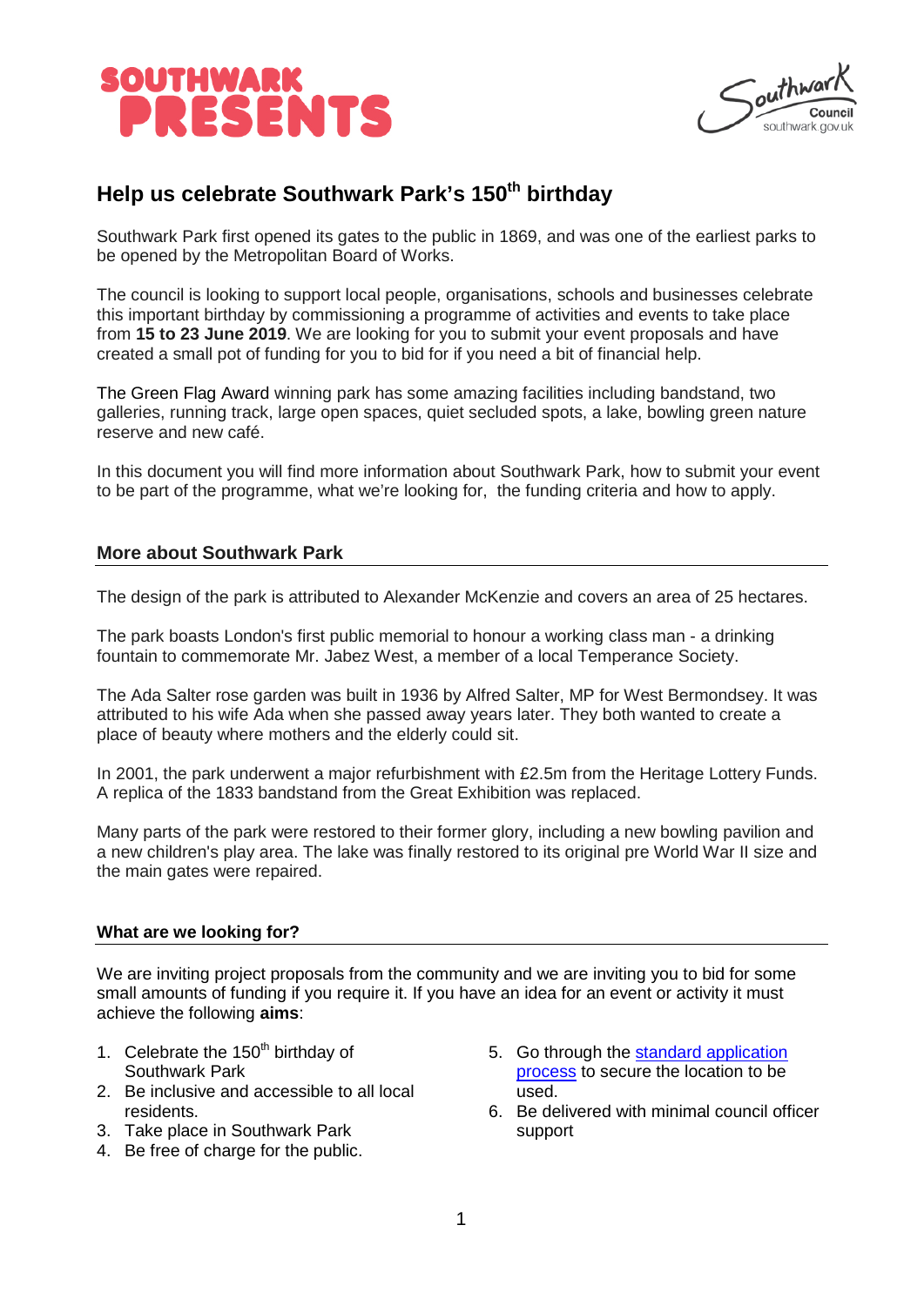SOUTHWARK PRESENTS

Southwark Council
southwark.gov.uk

# Help us celebrate Southwark Park's 150th birthday

Southwark Park first opened its gates to the public in 1869, and was one of the earliest parks to be opened by the Metropolitan Board of Works.

The council is looking to support local people, organisations, schools and businesses celebrate this important birthday by commissioning a programme of activities and events to take place from **15 to 23 June 2019**. We are looking for you to submit your event proposals and have created a small pot of funding for you to bid for if you need a bit of financial help.

The Green Flag Award winning park has some amazing facilities including bandstand, two galleries, running track, large open spaces, quiet secluded spots, a lake, bowling green nature reserve and new café.

In this document you will find more information about Southwark Park, how to submit your event to be part of the programme, what we're looking for, the funding criteria and how to apply.

## More about Southwark Park

The design of the park is attributed to Alexander McKenzie and covers an area of 25 hectares.

The park boasts London's first public memorial to honour a working class man - a drinking fountain to commemorate Mr. Jabez West, a member of a local Temperance Society.

The Ada Salter rose garden was built in 1936 by Alfred Salter, MP for West Bermondsey. It was attributed to his wife Ada when she passed away years later. They both wanted to create a place of beauty where mothers and the elderly could sit.

In 2001, the park underwent a major refurbishment with £2.5m from the Heritage Lottery Funds. A replica of the 1833 bandstand from the Great Exhibition was replaced.

Many parts of the park were restored to their former glory, including a new bowling pavilion and a new children's play area. The lake was finally restored to its original pre World War II size and the main gates were repaired.

## What are we looking for?

We are inviting project proposals from the community and we are inviting you to bid for some small amounts of funding if you require it. If you have an idea for an event or activity it must achieve the following **aims**:

1. Celebrate the 150th birthday of Southwark Park
2. Be inclusive and accessible to all local residents.
3. Take place in Southwark Park
4. Be free of charge for the public.
5. Go through the standard application process to secure the location to be used.
6. Be delivered with minimal council officer support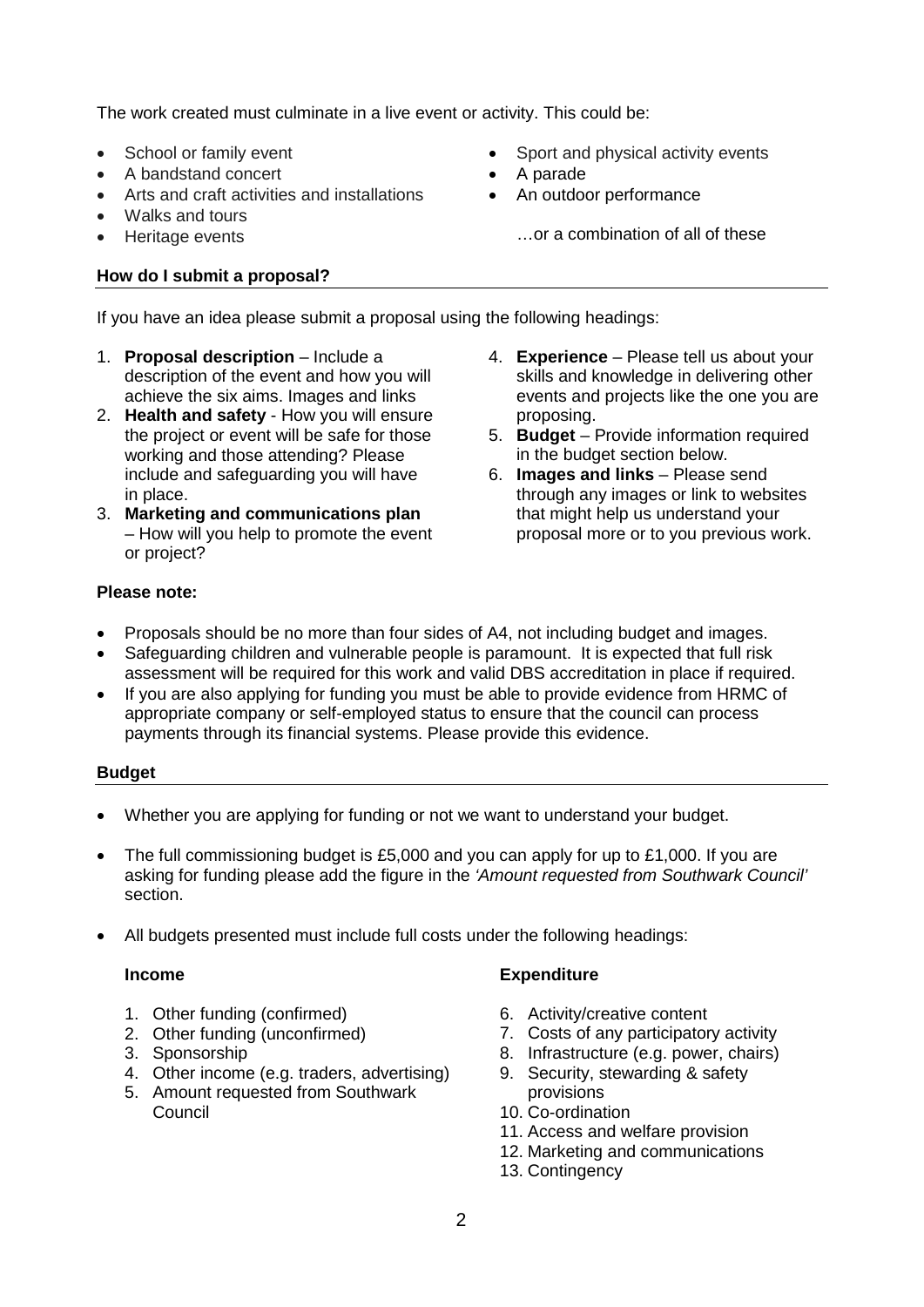The work created must culminate in a live event or activity. This could be:

- School or family event
- A bandstand concert
- Arts and craft activities and installations
- Walks and tours
- Heritage events
- Sport and physical activity events
- A parade
- An outdoor performance

…or a combination of all of these

## How do I submit a proposal?

If you have an idea please submit a proposal using the following headings:

1. **Proposal description** – Include a description of the event and how you will achieve the six aims. Images and links
2. **Health and safety** - How you will ensure the project or event will be safe for those working and those attending? Please include and safeguarding you will have in place.
3. **Marketing and communications plan** – How will you help to promote the event or project?
4. **Experience** – Please tell us about your skills and knowledge in delivering other events and projects like the one you are proposing.
5. **Budget** – Provide information required in the budget section below.
6. **Images and links** – Please send through any images or link to websites that might help us understand your proposal more or to you previous work.

**Please note:**

- Proposals should be no more than four sides of A4, not including budget and images.
- Safeguarding children and vulnerable people is paramount. It is expected that full risk assessment will be required for this work and valid DBS accreditation in place if required.
- If you are also applying for funding you must be able to provide evidence from HRMC of appropriate company or self-employed status to ensure that the council can process payments through its financial systems. Please provide this evidence.

## Budget

- Whether you are applying for funding or not we want to understand your budget.
- The full commissioning budget is £5,000 and you can apply for up to £1,000. If you are asking for funding please add the figure in the *'Amount requested from Southwark Council'* section.
- All budgets presented must include full costs under the following headings:

**Income**

1. Other funding (confirmed)
2. Other funding (unconfirmed)
3. Sponsorship
4. Other income (e.g. traders, advertising)
5. Amount requested from Southwark Council

**Expenditure**

6. Activity/creative content
7. Costs of any participatory activity
8. Infrastructure (e.g. power, chairs)
9. Security, stewarding & safety provisions
10. Co-ordination
11. Access and welfare provision
12. Marketing and communications
13. Contingency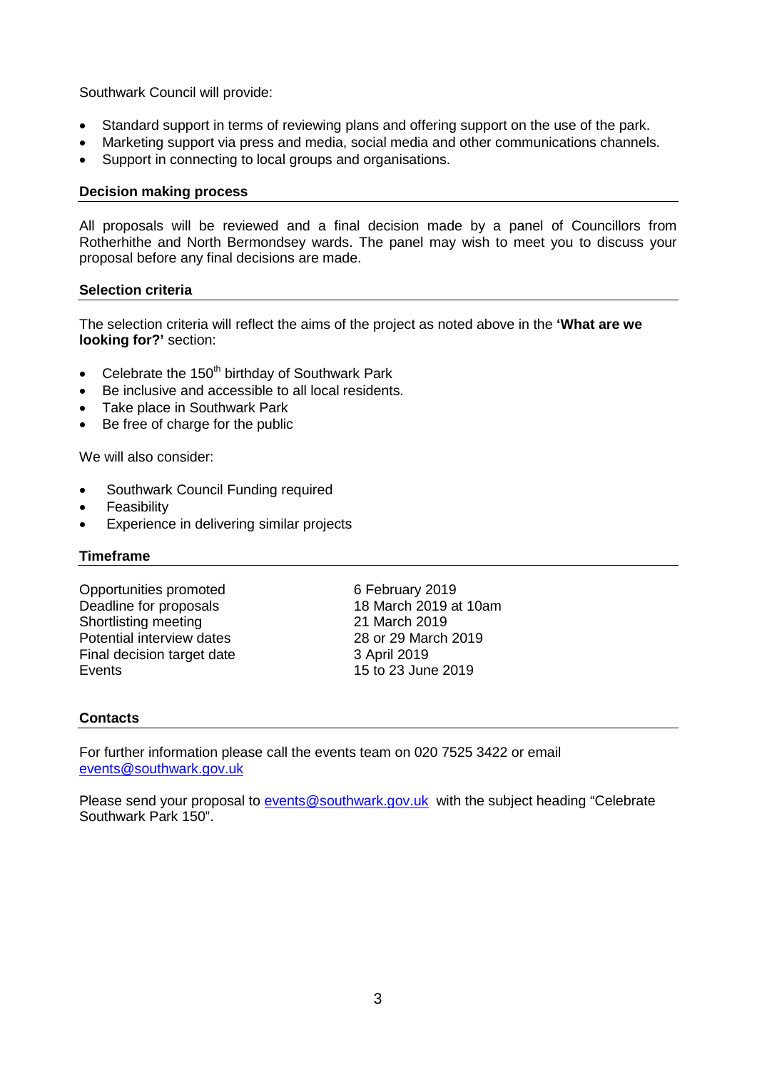Southwark Council will provide:

- Standard support in terms of reviewing plans and offering support on the use of the park.
- Marketing support via press and media, social media and other communications channels.
- Support in connecting to local groups and organisations.

### Decision making process

All proposals will be reviewed and a final decision made by a panel of Councillors from Rotherhithe and North Bermondsey wards. The panel may wish to meet you to discuss your proposal before any final decisions are made.

### Selection criteria

The selection criteria will reflect the aims of the project as noted above in the **'What are we looking for?'** section:

- Celebrate the 150th birthday of Southwark Park
- Be inclusive and accessible to all local residents.
- Take place in Southwark Park
- Be free of charge for the public

We will also consider:

- Southwark Council Funding required
- Feasibility
- Experience in delivering similar projects

### Timeframe

| | |
|---|---|
| Opportunities promoted | 6 February 2019 |
| Deadline for proposals | 18 March 2019 at 10am |
| Shortlisting meeting | 21 March 2019 |
| Potential interview dates | 28 or 29 March 2019 |
| Final decision target date | 3 April 2019 |
| Events | 15 to 23 June 2019 |

### Contacts

For further information please call the events team on 020 7525 3422 or email events@southwark.gov.uk

Please send your proposal to events@southwark.gov.uk with the subject heading "Celebrate Southwark Park 150".